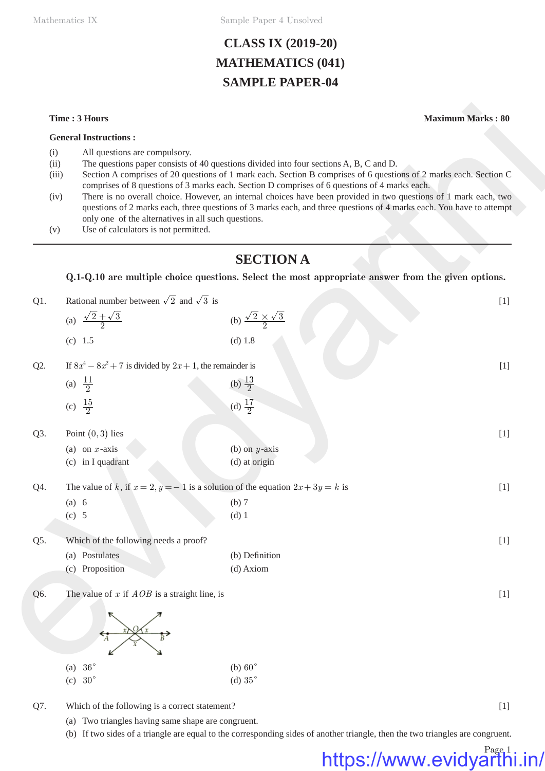# CLASS IX (2019-20)
# MATHEMATICS (041)
# SAMPLE PAPER-04

**Time : 3 Hours** **Maximum Marks : 80**

**General Instructions :**

(i) All questions are compulsory.

(ii) The questions paper consists of 40 questions divided into four sections A, B, C and D.

(iii) Section A comprises of 20 questions of 1 mark each. Section B comprises of 6 questions of 2 marks each. Section C comprises of 8 questions of 3 marks each. Section D comprises of 6 questions of 4 marks each.

(iv) There is no overall choice. However, an internal choices have been provided in two questions of 1 mark each, two questions of 2 marks each, three questions of 3 marks each, and three questions of 4 marks each. You have to attempt only one of the alternatives in all such questions.

(v) Use of calculators is not permitted.

---

## SECTION A

**Q.1-Q.10 are multiple choice questions. Select the most appropriate answer from the given options.**

Q1. Rational number between $\sqrt{2}$ and $\sqrt{3}$ is [1]

(a) $\frac{\sqrt{2}+\sqrt{3}}{2}$ (b) $\frac{\sqrt{2}\times\sqrt{3}}{2}$

(c) 1.5 (d) 1.8

Q2. If $8x^4 - 8x^2 + 7$ is divided by $2x + 1$, the remainder is [1]

(a) $\frac{11}{2}$ (b) $\frac{13}{2}$

(c) $\frac{15}{2}$ (d) $\frac{17}{2}$

Q3. Point $(0, 3)$ lies [1]

(a) on $x$-axis (b) on $y$-axis

(c) in I quadrant (d) at origin

Q4. The value of $k$, if $x = 2, y = -1$ is a solution of the equation $2x + 3y = k$ is [1]

(a) 6 (b) 7

(c) 5 (d) 1

Q5. Which of the following needs a proof? [1]

(a) Postulates (b) Definition

(c) Proposition (d) Axiom

Q6. The value of $x$ if $AOB$ is a straight line, is [1]

(a) $36^\circ$ (b) $60^\circ$

(c) $30^\circ$ (d) $35^\circ$

Q7. Which of the following is a correct statement? [1]

(a) Two triangles having same shape are congruent.

(b) If two sides of a triangle are equal to the corresponding sides of another triangle, then the two triangles are congruent.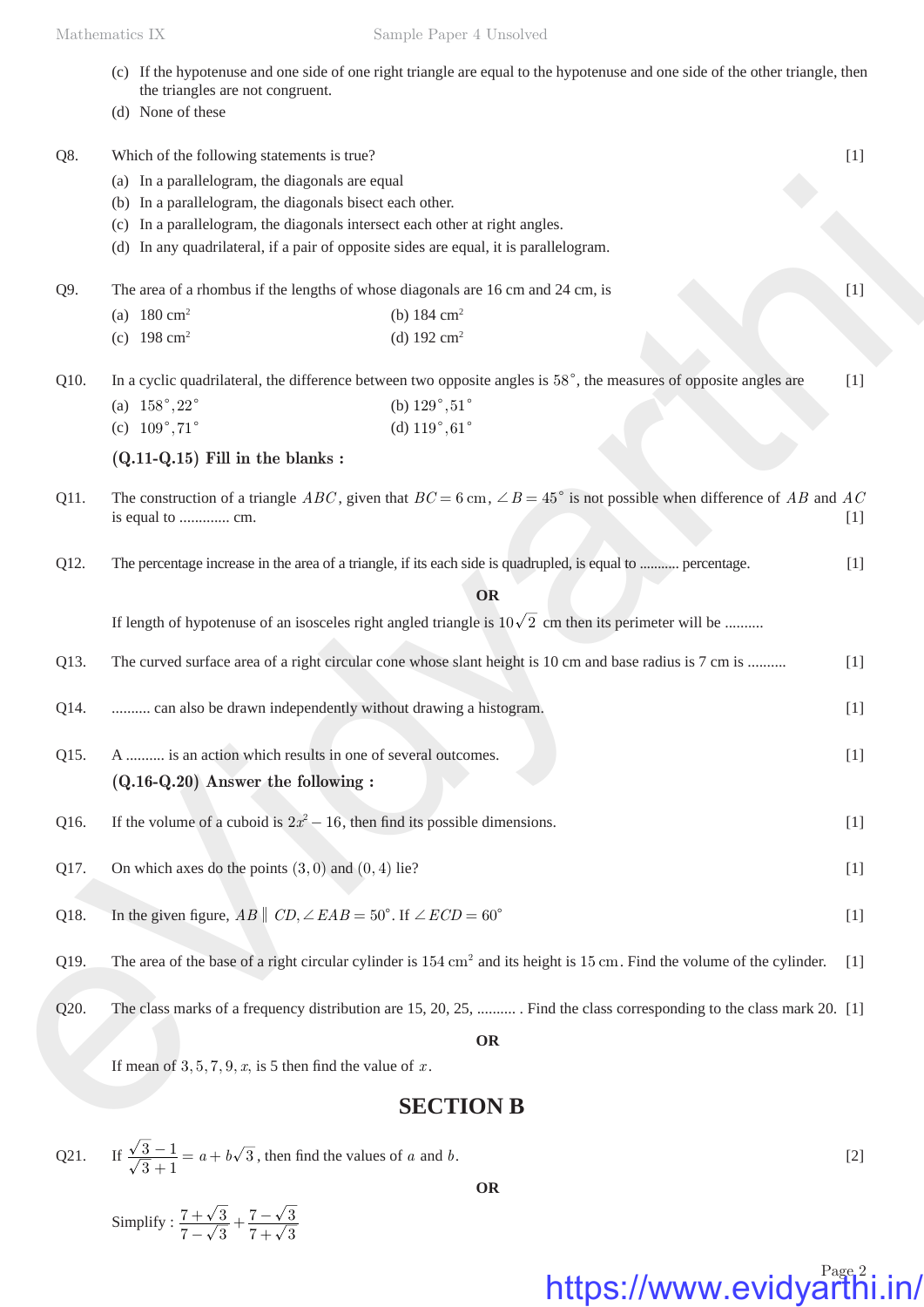(c) If the hypotenuse and one side of one right triangle are equal to the hypotenuse and one side of the other triangle, then the triangles are not congruent.

(d) None of these

**Q8.** Which of the following statements is true? [1]

(a) In a parallelogram, the diagonals are equal

(b) In a parallelogram, the diagonals bisect each other.

(c) In a parallelogram, the diagonals intersect each other at right angles.

(d) In any quadrilateral, if a pair of opposite sides are equal, it is parallelogram.

**Q9.** The area of a rhombus if the lengths of whose diagonals are 16 cm and 24 cm, is [1]

(a) 180 $cm^2$ (b) 184 $cm^2$

(c) 198 $cm^2$ (d) 192 $cm^2$

**Q10.** In a cyclic quadrilateral, the difference between two opposite angles is $58^\circ$, the measures of opposite angles are [1]

(a) $158^\circ, 22^\circ$ (b) $129^\circ, 51^\circ$

(c) $109^\circ, 71^\circ$ (d) $119^\circ, 61^\circ$

**(Q.11-Q.15) Fill in the blanks :**

**Q11.** The construction of a triangle $ABC$, given that $BC = 6$ cm, $\angle B = 45^\circ$ is not possible when difference of $AB$ and $AC$ is equal to ............. cm. [1]

**Q12.** The percentage increase in the area of a triangle, if its each side is quadrupled, is equal to .......... percentage. [1]

**OR**

If length of hypotenuse of an isosceles right angled triangle is $10\sqrt{2}$ cm then its perimeter will be ..........

**Q13.** The curved surface area of a right circular cone whose slant height is 10 cm and base radius is 7 cm is .......... [1]

**Q14.** .......... can also be drawn independently without drawing a histogram. [1]

**Q15.** A .......... is an action which results in one of several outcomes. [1]

**(Q.16-Q.20) Answer the following :**

**Q16.** If the volume of a cuboid is $2x^2 - 16$, then find its possible dimensions. [1]

**Q17.** On which axes do the points $(3, 0)$ and $(0, 4)$ lie? [1]

**Q18.** In the given figure, $AB \parallel CD, \angle EAB = 50^\circ$. If $\angle ECD = 60^\circ$ [1]

**Q19.** The area of the base of a right circular cylinder is 154 $cm^2$ and its height is 15 cm. Find the volume of the cylinder. [1]

**Q20.** The class marks of a frequency distribution are 15, 20, 25, .......... . Find the class corresponding to the class mark 20. [1]

**OR**

If mean of $3, 5, 7, 9, x$, is 5 then find the value of $x$.

## SECTION B

**Q21.** If $\dfrac{\sqrt{3}-1}{\sqrt{3}+1} = a + b\sqrt{3}$, then find the values of $a$ and $b$. [2]

**OR**

Simplify : $\dfrac{7+\sqrt{3}}{7-\sqrt{3}} + \dfrac{7-\sqrt{3}}{7+\sqrt{3}}$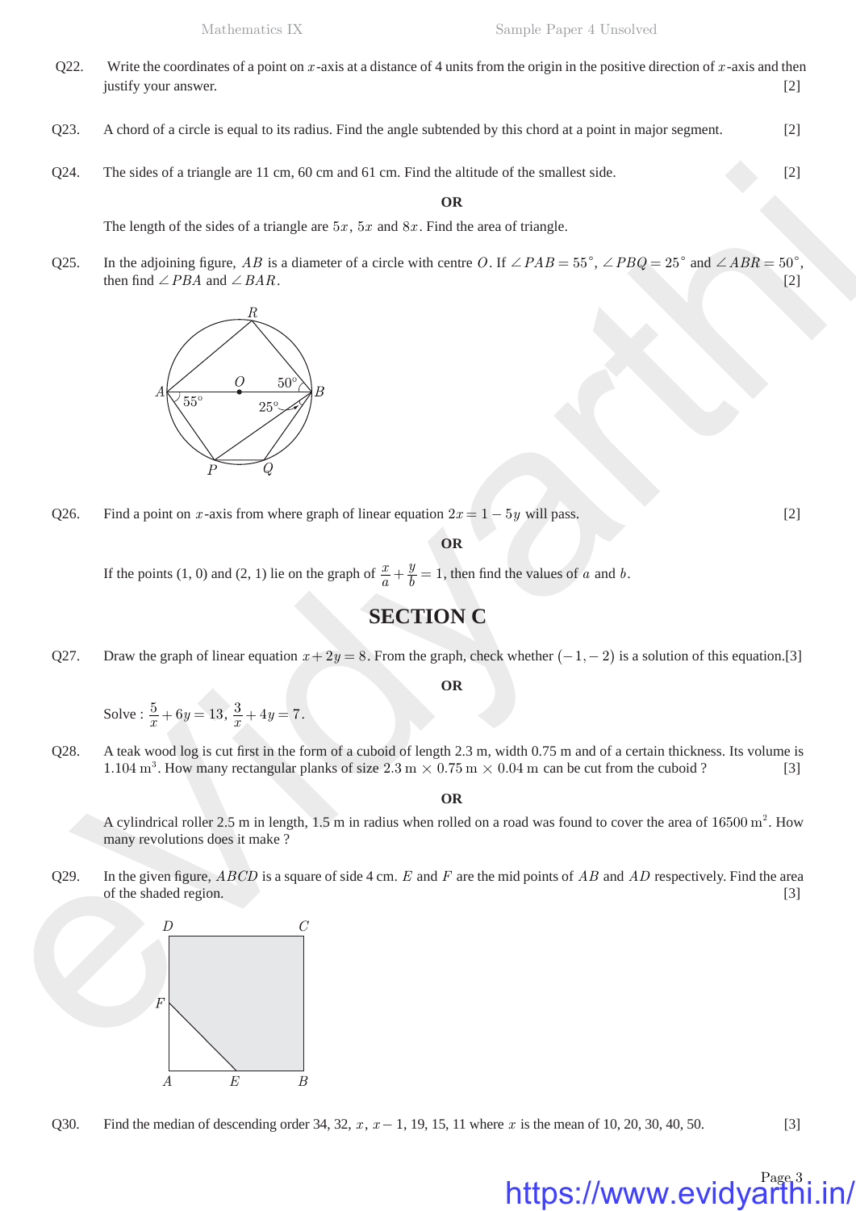Q22. Write the coordinates of a point on $x$-axis at a distance of 4 units from the origin in the positive direction of $x$-axis and then justify your answer. [2]

Q23. A chord of a circle is equal to its radius. Find the angle subtended by this chord at a point in major segment. [2]

Q24. The sides of a triangle are 11 cm, 60 cm and 61 cm. Find the altitude of the smallest side. [2]

**OR**

The length of the sides of a triangle are $5x$, $5x$ and $8x$. Find the area of triangle.

Q25. In the adjoining figure, $AB$ is a diameter of a circle with centre $O$. If $\angle PAB = 55^\circ$, $\angle PBQ = 25^\circ$ and $\angle ABR = 50^\circ$, then find $\angle PBA$ and $\angle BAR$. [2]

Q26. Find a point on $x$-axis from where graph of linear equation $2x = 1 - 5y$ will pass. [2]

**OR**

If the points (1, 0) and (2, 1) lie on the graph of $\frac{x}{a} + \frac{y}{b} = 1$, then find the values of $a$ and $b$.

## SECTION C

Q27. Draw the graph of linear equation $x + 2y = 8$. From the graph, check whether $(-1, -2)$ is a solution of this equation. [3]

**OR**

Solve : $\frac{5}{x} + 6y = 13$, $\frac{3}{x} + 4y = 7$.

Q28. A teak wood log is cut first in the form of a cuboid of length 2.3 m, width 0.75 m and of a certain thickness. Its volume is $1.104 \text{ m}^3$. How many rectangular planks of size $2.3 \text{ m} \times 0.75 \text{ m} \times 0.04 \text{ m}$ can be cut from the cuboid ? [3]

**OR**

A cylindrical roller 2.5 m in length, 1.5 m in radius when rolled on a road was found to cover the area of $16500 \text{ m}^2$. How many revolutions does it make ?

Q29. In the given figure, $ABCD$ is a square of side 4 cm. $E$ and $F$ are the mid points of $AB$ and $AD$ respectively. Find the area of the shaded region. [3]

Q30. Find the median of descending order 34, 32, $x$, $x - 1$, 19, 15, 11 where $x$ is the mean of 10, 20, 30, 40, 50. [3]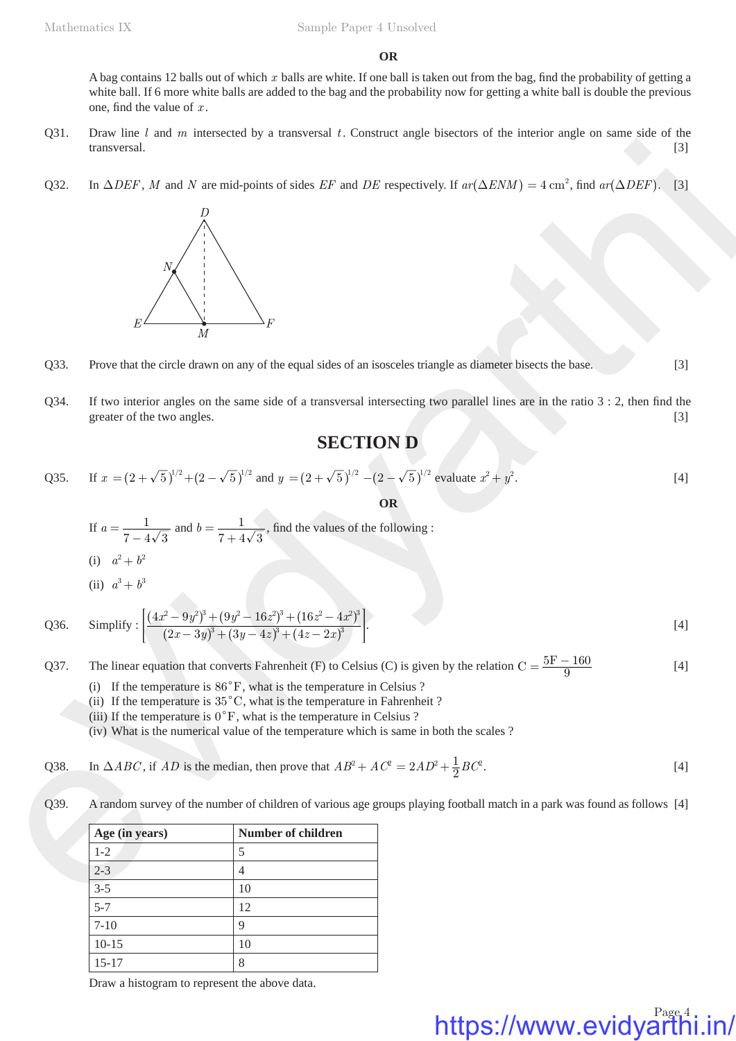**OR**

A bag contains 12 balls out of which $x$ balls are white. If one ball is taken out from the bag, find the probability of getting a white ball. If 6 more white balls are added to the bag and the probability now for getting a white ball is double the previous one, find the value of $x$.

Q31. Draw line $l$ and $m$ intersected by a transversal $t$. Construct angle bisectors of the interior angle on same side of the transversal. [3]

Q32. In $\Delta DEF$, $M$ and $N$ are mid-points of sides $EF$ and $DE$ respectively. If $ar(\Delta ENM) = 4\text{ cm}^2$, find $ar(\Delta DEF)$. [3]

Q33. Prove that the circle drawn on any of the equal sides of an isosceles triangle as diameter bisects the base. [3]

Q34. If two interior angles on the same side of a transversal intersecting two parallel lines are in the ratio 3 : 2, then find the greater of the two angles. [3]

## SECTION D

Q35. If $x = (2+\sqrt{5})^{1/2} + (2-\sqrt{5})^{1/2}$ and $y = (2+\sqrt{5})^{1/2} - (2-\sqrt{5})^{1/2}$ evaluate $x^2 + y^2$. [4]

**OR**

If $a = \dfrac{1}{7-4\sqrt{3}}$ and $b = \dfrac{1}{7+4\sqrt{3}}$, find the values of the following :

(i) $a^2 + b^2$

(ii) $a^3 + b^3$

Q36. Simplify : $\left[\dfrac{(4x^2-9y^2)^3+(9y^2-16z^2)^3+(16z^2-4x^2)^3}{(2x-3y)^3+(3y-4z)^3+(4z-2x)^3}\right]$. [4]

Q37. The linear equation that converts Fahrenheit (F) to Celsius (C) is given by the relation $\text{C} = \dfrac{5\text{F}-160}{9}$ [4]

(i) If the temperature is $86^\circ$F, what is the temperature in Celsius ?
(ii) If the temperature is $35^\circ$C, what is the temperature in Fahrenheit ?
(iii) If the temperature is $0^\circ$F, what is the temperature in Celsius ?
(iv) What is the numerical value of the temperature which is same in both the scales ?

Q38. In $\Delta ABC$, if $AD$ is the median, then prove that $AB^2 + AC^2 = 2AD^2 + \frac{1}{2}BC^2$. [4]

Q39. A random survey of the number of children of various age groups playing football match in a park was found as follows [4]

| Age (in years) | Number of children |
|---|---|
| 1-2 | 5 |
| 2-3 | 4 |
| 3-5 | 10 |
| 5-7 | 12 |
| 7-10 | 9 |
| 10-15 | 10 |
| 15-17 | 8 |

Draw a histogram to represent the above data.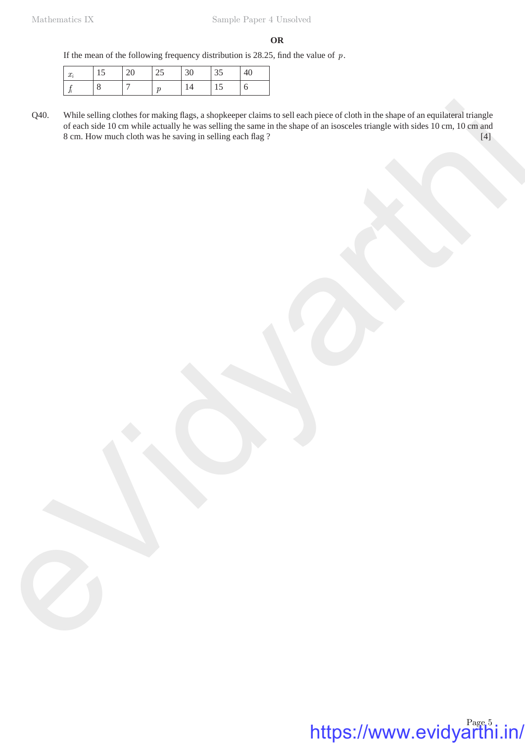**OR**

If the mean of the following frequency distribution is 28.25, find the value of $p$.

| | | | | | | |
|---|---|---|---|---|---|---|
| $x_i$ | 15 | 20 | 25 | 30 | 35 | 40 |
| $f_i$ | 8 | 7 | $p$ | 14 | 15 | 6 |

Q40. While selling clothes for making flags, a shopkeeper claims to sell each piece of cloth in the shape of an equilateral triangle of each side 10 cm while actually he was selling the same in the shape of an isosceles triangle with sides 10 cm, 10 cm and 8 cm. How much cloth was he saving in selling each flag ? [4]